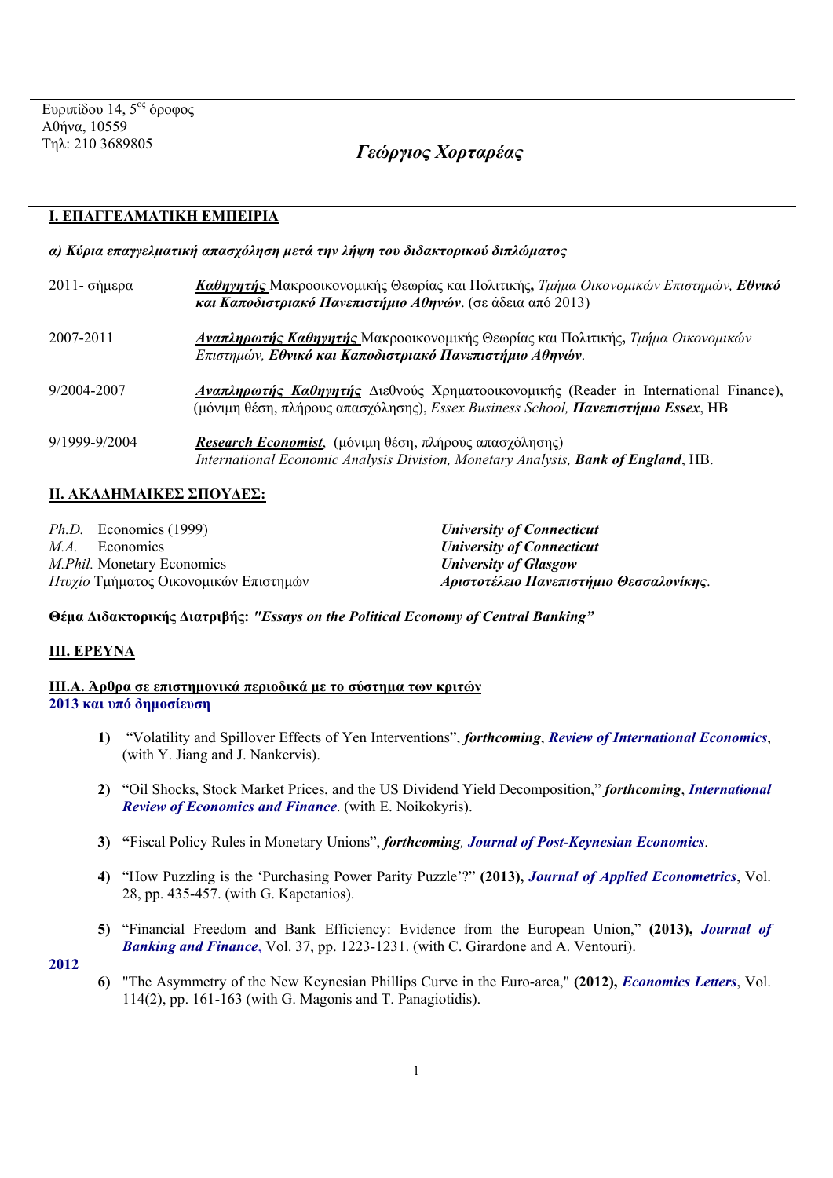Ευριπίδου 14, 5ος όροφος
Αθήνα, 10559
Τηλ: 210 3689805

# *Γεώργιος Χορταρέας*

## I. ΕΠΑΓΓΕΛΜΑΤΙΚΗ ΕΜΠΕΙΡΙΑ

***α) Κύρια επαγγελματική απασχόληση μετά την λήψη του διδακτορικού διπλώματος***

| | |
|---|---|
| 2011- σήμερα | ***Καθηγητής*** Μακροοικονομικής Θεωρίας και Πολιτικής, *Τμήμα Οικονομικών Επιστημών*, ***Εθνικό και Καποδιστριακό Πανεπιστήμιο Αθηνών***. (σε άδεια από 2013) |
| 2007-2011 | ***Αναπληρωτής Καθηγητής*** Μακροοικονομικής Θεωρίας και Πολιτικής, *Τμήμα Οικονομικών Επιστημών*, ***Εθνικό και Καποδιστριακό Πανεπιστήμιο Αθηνών***. |
| 9/2004-2007 | ***Αναπληρωτής Καθηγητής*** Διεθνούς Χρηματοοικονομικής (Reader in International Finance), (μόνιμη θέση, πλήρους απασχόλησης), *Essex Business School*, ***Πανεπιστήμιο Essex***, ΗΒ |
| 9/1999-9/2004 | ***Research Economist***, (μόνιμη θέση, πλήρους απασχόλησης) *International Economic Analysis Division, Monetary Analysis*, ***Bank of England***, ΗΒ. |

## II. ΑΚΑΔΗΜΑΙΚΕΣ ΣΠΟΥΔΕΣ:

| | |
|---|---|
| *Ph.D.* Economics (1999) | ***University of Connecticut*** |
| *M.A.* Economics | ***University of Connecticut*** |
| *M.Phil.* Monetary Economics | ***University of Glasgow*** |
| *Πτυχίο* Τμήματος Οικονομικών Επιστημών | ***Αριστοτέλειο Πανεπιστήμιο Θεσσαλονίκης***. |

**Θέμα Διδακτορικής Διατριβής:** ***"Essays on the Political Economy of Central Banking"***

## III. ΕΡΕΥΝΑ

### III.Α. Άρθρα σε επιστημονικά περιοδικά με το σύστημα των κριτών

**2013 και υπό δημοσίευση**

1) "Volatility and Spillover Effects of Yen Interventions", ***forthcoming***, ***Review of International Economics***, (with Y. Jiang and J. Nankervis).

2) "Oil Shocks, Stock Market Prices, and the US Dividend Yield Decomposition," ***forthcoming***, ***International Review of Economics and Finance***. (with E. Noikokyris).

3) **"**Fiscal Policy Rules in Monetary Unions", ***forthcoming***, ***Journal of Post-Keynesian Economics***.

4) "How Puzzling is the 'Purchasing Power Parity Puzzle'?" **(2013),** ***Journal of Applied Econometrics***, Vol. 28, pp. 435-457. (with G. Kapetanios).

5) "Financial Freedom and Bank Efficiency: Evidence from the European Union," **(2013),** ***Journal of Banking and Finance***, Vol. 37, pp. 1223-1231. (with C. Girardone and A. Ventouri).

**2012**

6) "The Asymmetry of the New Keynesian Phillips Curve in the Euro-area," **(2012),** ***Economics Letters***, Vol. 114(2), pp. 161-163 (with G. Magonis and T. Panagiotidis).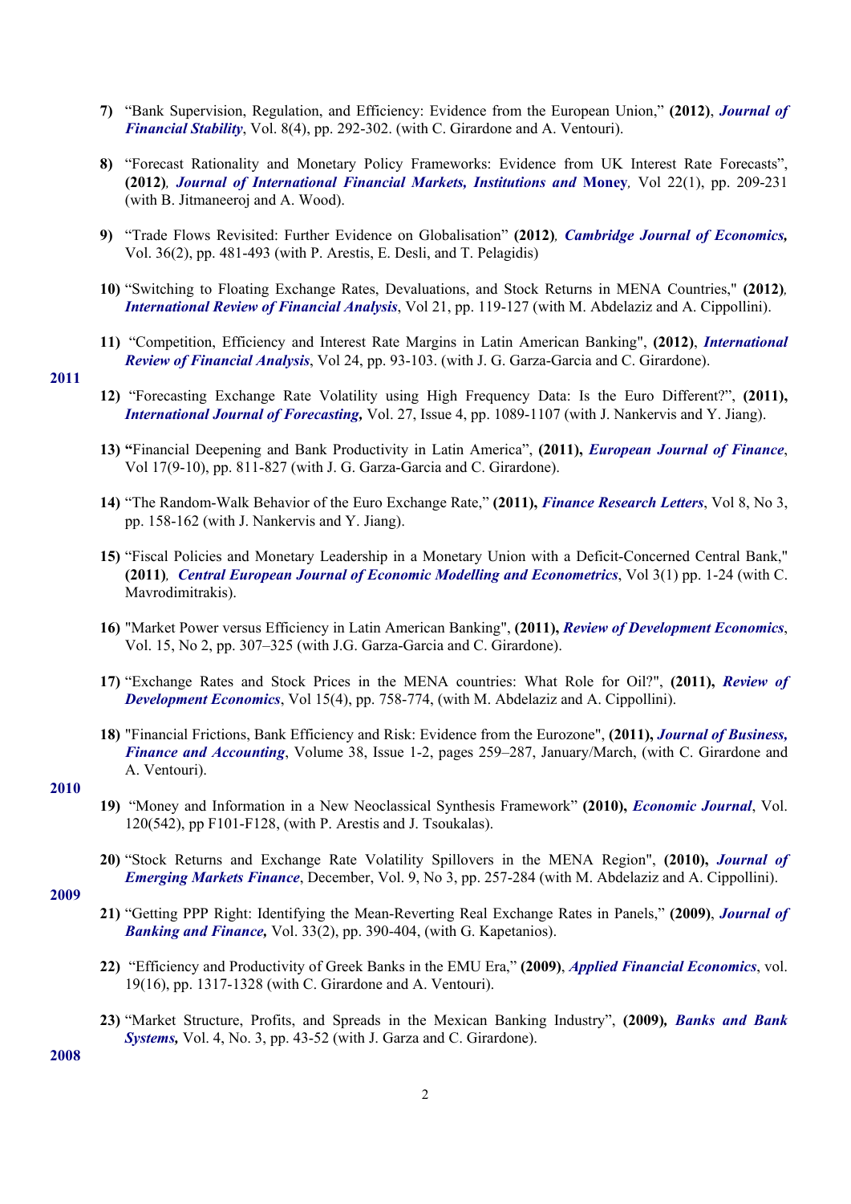7) "Bank Supervision, Regulation, and Efficiency: Evidence from the European Union," **(2012)**, ***Journal of Financial Stability***, Vol. 8(4), pp. 292-302. (with C. Girardone and A. Ventouri).

8) "Forecast Rationality and Monetary Policy Frameworks: Evidence from UK Interest Rate Forecasts", **(2012)**, ***Journal of International Financial Markets, Institutions and*** **Money**, Vol 22(1), pp. 209-231 (with B. Jitmaneeroj and A. Wood).

9) "Trade Flows Revisited: Further Evidence on Globalisation" **(2012)**, ***Cambridge Journal of Economics,*** Vol. 36(2), pp. 481-493 (with P. Arestis, E. Desli, and T. Pelagidis)

10) "Switching to Floating Exchange Rates, Devaluations, and Stock Returns in MENA Countries," **(2012)**, ***International Review of Financial Analysis***, Vol 21, pp. 119-127 (with M. Abdelaziz and A. Cippollini).

11) "Competition, Efficiency and Interest Rate Margins in Latin American Banking", **(2012)**, ***International Review of Financial Analysis***, Vol 24, pp. 93-103. (with J. G. Garza-Garcia and C. Girardone).

**2011**

12) "Forecasting Exchange Rate Volatility using High Frequency Data: Is the Euro Different?", **(2011), *International Journal of Forecasting,*** Vol. 27, Issue 4, pp. 1089-1107 (with J. Nankervis and Y. Jiang).

13) **"**Financial Deepening and Bank Productivity in Latin America", **(2011), *European Journal of Finance***, Vol 17(9-10), pp. 811-827 (with J. G. Garza-Garcia and C. Girardone).

14) "The Random-Walk Behavior of the Euro Exchange Rate," **(2011), *Finance Research Letters***, Vol 8, No 3, pp. 158-162 (with J. Nankervis and Y. Jiang).

15) "Fiscal Policies and Monetary Leadership in a Monetary Union with a Deficit-Concerned Central Bank," **(2011)**, ***Central European Journal of Economic Modelling and Econometrics***, Vol 3(1) pp. 1-24 (with C. Mavrodimitrakis).

16) "Market Power versus Efficiency in Latin American Banking", **(2011), *Review of Development Economics***, Vol. 15, No 2, pp. 307–325 (with J.G. Garza-Garcia and C. Girardone).

17) "Exchange Rates and Stock Prices in the MENA countries: What Role for Oil?", **(2011), *Review of Development Economics***, Vol 15(4), pp. 758-774, (with M. Abdelaziz and A. Cippollini).

18) "Financial Frictions, Bank Efficiency and Risk: Evidence from the Eurozone", **(2011), *Journal of Business, Finance and Accounting***, Volume 38, Issue 1-2, pages 259–287, January/March, (with C. Girardone and A. Ventouri).

**2010**

19) "Money and Information in a New Neoclassical Synthesis Framework" **(2010), *Economic Journal***, Vol. 120(542), pp F101-F128, (with P. Arestis and J. Tsoukalas).

20) "Stock Returns and Exchange Rate Volatility Spillovers in the MENA Region", **(2010), *Journal of Emerging Markets Finance***, December, Vol. 9, No 3, pp. 257-284 (with M. Abdelaziz and A. Cippollini).

**2009**

21) "Getting PPP Right: Identifying the Mean-Reverting Real Exchange Rates in Panels," **(2009)**, ***Journal of Banking and Finance,*** Vol. 33(2), pp. 390-404, (with G. Kapetanios).

22) "Efficiency and Productivity of Greek Banks in the EMU Era," **(2009)**, ***Applied Financial Economics***, vol. 19(16), pp. 1317-1328 (with C. Girardone and A. Ventouri).

23) "Market Structure, Profits, and Spreads in the Mexican Banking Industry", **(2009), *Banks and Bank Systems,*** Vol. 4, No. 3, pp. 43-52 (with J. Garza and C. Girardone).

**2008**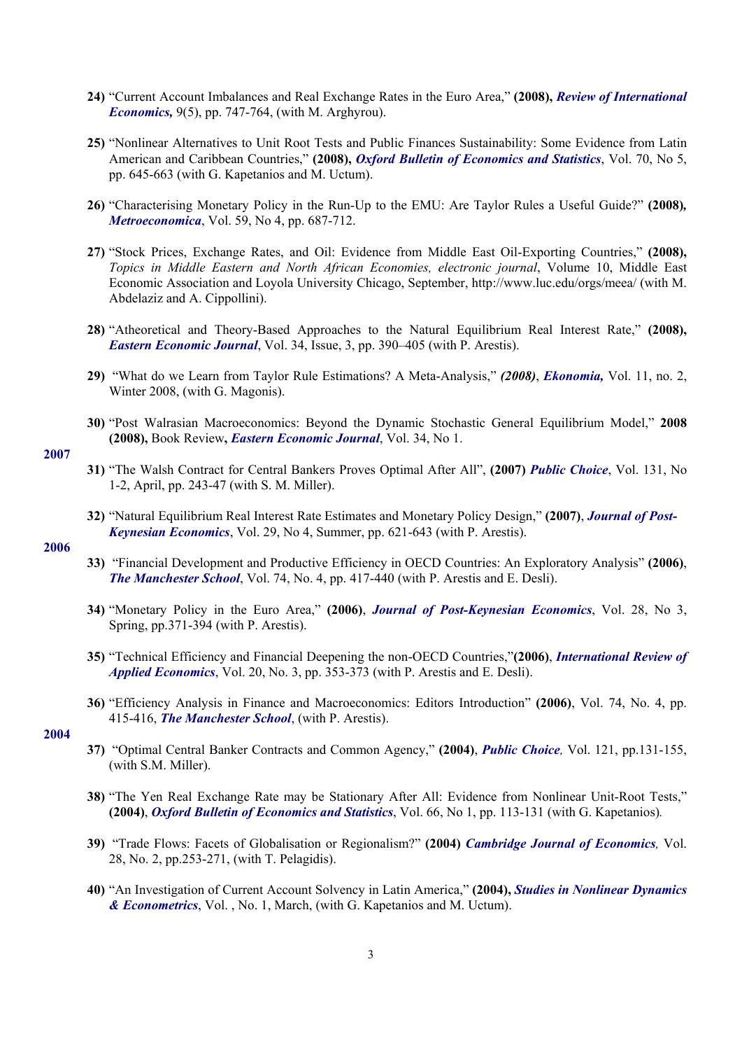24) "Current Account Imbalances and Real Exchange Rates in the Euro Area," **(2008),** ***Review of International Economics,*** 9(5), pp. 747-764, (with M. Arghyrou).

25) "Nonlinear Alternatives to Unit Root Tests and Public Finances Sustainability: Some Evidence from Latin American and Caribbean Countries," **(2008),** ***Oxford Bulletin of Economics and Statistics***, Vol. 70, No 5, pp. 645-663 (with G. Kapetanios and M. Uctum).

26) "Characterising Monetary Policy in the Run-Up to the EMU: Are Taylor Rules a Useful Guide?" **(2008),** ***Metroeconomica***, Vol. 59, No 4, pp. 687-712.

27) "Stock Prices, Exchange Rates, and Oil: Evidence from Middle East Oil-Exporting Countries," **(2008),** *Topics in Middle Eastern and North African Economies, electronic journal*, Volume 10, Middle East Economic Association and Loyola University Chicago, September, http://www.luc.edu/orgs/meea/ (with M. Abdelaziz and A. Cippollini).

28) "Atheoretical and Theory-Based Approaches to the Natural Equilibrium Real Interest Rate," **(2008),** ***Eastern Economic Journal***, Vol. 34, Issue, 3, pp. 390–405 (with P. Arestis).

29) "What do we Learn from Taylor Rule Estimations? A Meta-Analysis," ***(2008)***, ***Ekonomia,*** Vol. 11, no. 2, Winter 2008, (with G. Magonis).

30) "Post Walrasian Macroeconomics: Beyond the Dynamic Stochastic General Equilibrium Model," **2008 (2008),** Book Review**,** ***Eastern Economic Journal***, Vol. 34, No 1.

**2007**

31) "The Walsh Contract for Central Bankers Proves Optimal After All", **(2007)** ***Public Choice***, Vol. 131, No 1-2, April, pp. 243-47 (with S. M. Miller).

32) "Natural Equilibrium Real Interest Rate Estimates and Monetary Policy Design," **(2007)**, ***Journal of Post-Keynesian Economics***, Vol. 29, No 4, Summer, pp. 621-643 (with P. Arestis).

**2006**

33) "Financial Development and Productive Efficiency in OECD Countries: An Exploratory Analysis" **(2006)**, ***The Manchester School***, Vol. 74, No. 4, pp. 417-440 (with P. Arestis and E. Desli).

34) "Monetary Policy in the Euro Area," **(2006)**, ***Journal of Post-Keynesian Economics***, Vol. 28, No 3, Spring, pp.371-394 (with P. Arestis).

35) "Technical Efficiency and Financial Deepening the non-OECD Countries,"**(2006)**, ***International Review of Applied Economics***, Vol. 20, No. 3, pp. 353-373 (with P. Arestis and E. Desli).

36) "Efficiency Analysis in Finance and Macroeconomics: Editors Introduction" **(2006)**, Vol. 74, No. 4, pp. 415-416, ***The Manchester School***, (with P. Arestis).

**2004**

37) "Optimal Central Banker Contracts and Common Agency," **(2004)**, ***Public Choice,*** Vol. 121, pp.131-155, (with S.M. Miller).

38) "The Yen Real Exchange Rate may be Stationary After All: Evidence from Nonlinear Unit-Root Tests," **(2004)**, ***Oxford Bulletin of Economics and Statistics***, Vol. 66, No 1, pp. 113-131 (with G. Kapetanios).

39) "Trade Flows: Facets of Globalisation or Regionalism?" **(2004)** ***Cambridge Journal of Economics,*** Vol. 28, No. 2, pp.253-271, (with T. Pelagidis).

40) "An Investigation of Current Account Solvency in Latin America," **(2004),** ***Studies in Nonlinear Dynamics & Econometrics***, Vol. , No. 1, March, (with G. Kapetanios and M. Uctum).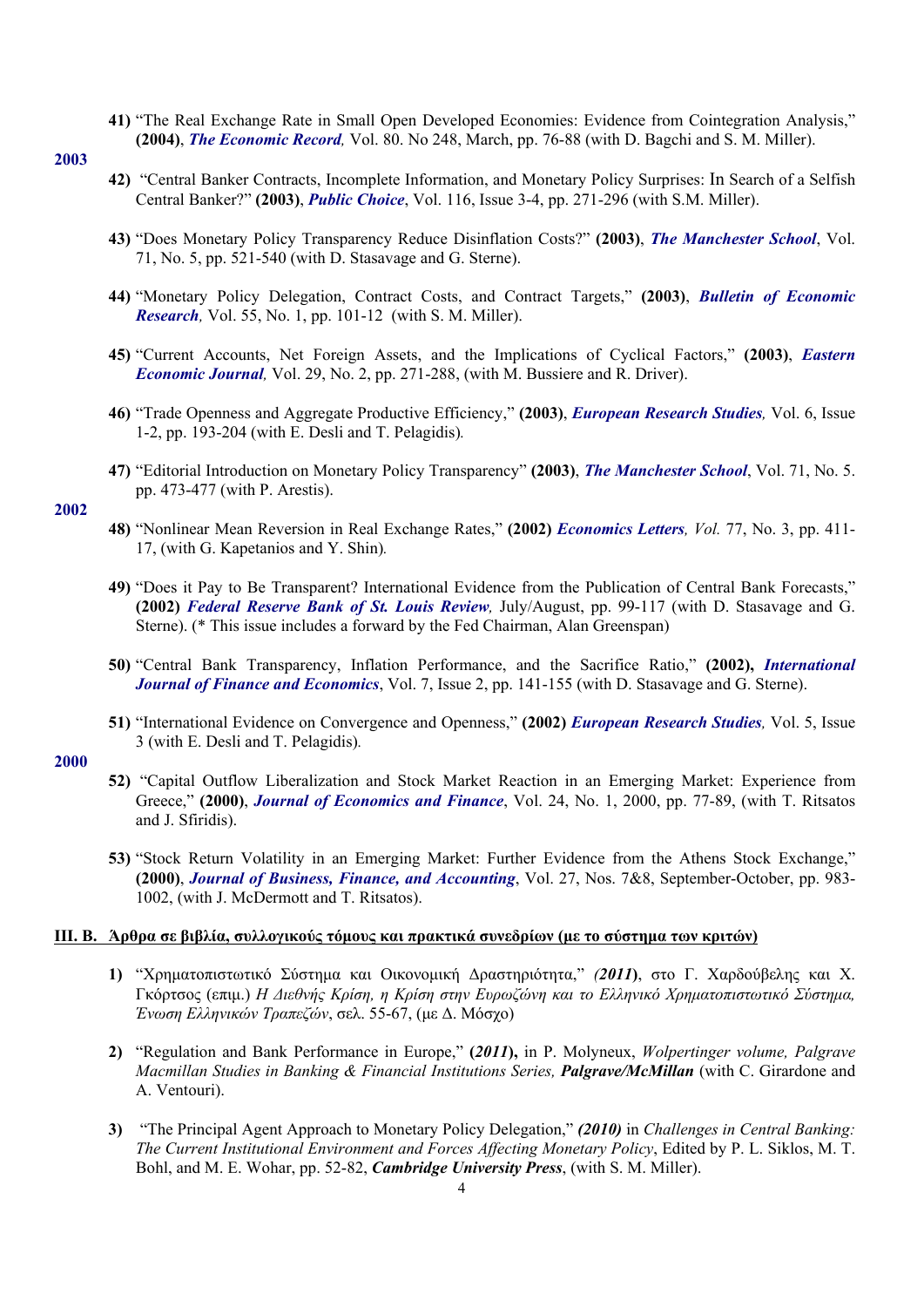**41)** "The Real Exchange Rate in Small Open Developed Economies: Evidence from Cointegration Analysis," **(2004)**, ***The Economic Record,*** Vol. 80. No 248, March, pp. 76-88 (with D. Bagchi and S. M. Miller).

**2003**

**42)** "Central Banker Contracts, Incomplete Information, and Monetary Policy Surprises: In Search of a Selfish Central Banker?" **(2003)**, ***Public Choice***, Vol. 116, Issue 3-4, pp. 271-296 (with S.M. Miller).

**43)** "Does Monetary Policy Transparency Reduce Disinflation Costs?" **(2003)**, ***The Manchester School***, Vol. 71, No. 5, pp. 521-540 (with D. Stasavage and G. Sterne).

**44)** "Monetary Policy Delegation, Contract Costs, and Contract Targets," **(2003)**, ***Bulletin of Economic Research,*** Vol. 55, No. 1, pp. 101-12 (with S. M. Miller).

**45)** "Current Accounts, Net Foreign Assets, and the Implications of Cyclical Factors," **(2003)**, ***Eastern Economic Journal,*** Vol. 29, No. 2, pp. 271-288, (with M. Bussiere and R. Driver).

**46)** "Trade Openness and Aggregate Productive Efficiency," **(2003)**, ***European Research Studies,*** Vol. 6, Issue 1-2, pp. 193-204 (with E. Desli and T. Pelagidis).

**47)** "Editorial Introduction on Monetary Policy Transparency" **(2003)**, ***The Manchester School***, Vol. 71, No. 5. pp. 473-477 (with P. Arestis).

**2002**

**48)** "Nonlinear Mean Reversion in Real Exchange Rates," **(2002)** ***Economics Letters**, Vol.* 77, No. 3, pp. 411-17, (with G. Kapetanios and Y. Shin).

**49)** "Does it Pay to Be Transparent? International Evidence from the Publication of Central Bank Forecasts," **(2002)** ***Federal Reserve Bank of St. Louis Review,*** July/August, pp. 99-117 (with D. Stasavage and G. Sterne). (* This issue includes a forward by the Fed Chairman, Alan Greenspan)

**50)** "Central Bank Transparency, Inflation Performance, and the Sacrifice Ratio," **(2002),** ***International Journal of Finance and Economics***, Vol. 7, Issue 2, pp. 141-155 (with D. Stasavage and G. Sterne).

**51)** "International Evidence on Convergence and Openness," **(2002)** ***European Research Studies,*** Vol. 5, Issue 3 (with E. Desli and T. Pelagidis).

**2000**

**52)** "Capital Outflow Liberalization and Stock Market Reaction in an Emerging Market: Experience from Greece," **(2000)**, ***Journal of Economics and Finance***, Vol. 24, No. 1, 2000, pp. 77-89, (with T. Ritsatos and J. Sfiridis).

**53)** "Stock Return Volatility in an Emerging Market: Further Evidence from the Athens Stock Exchange," **(2000)**, ***Journal of Business, Finance, and Accounting***, Vol. 27, Nos. 7&8, September-October, pp. 983-1002, (with J. McDermott and T. Ritsatos).

## III. B. Άρθρα σε βιβλία, συλλογικούς τόμους και πρακτικά συνεδρίων (με το σύστημα των κριτών)

**1)** "Χρηματοπιστωτικό Σύστημα και Οικονομική Δραστηριότητα," ***(2011)***, στο Γ. Χαρδούβελης και Χ. Γκόρτσος (επιμ.) *Η Διεθνής Κρίση, η Κρίση στην Ευρωζώνη και το Ελληνικό Χρηματοπιστωτικό Σύστημα, Ένωση Ελληνικών Τραπεζών*, σελ. 55-67, (με Δ. Μόσχο)

**2)** "Regulation and Bank Performance in Europe," **(*2011*),** in P. Molyneux, *Wolpertinger volume, Palgrave Macmillan Studies in Banking & Financial Institutions Series,* ***Palgrave/McMillan*** (with C. Girardone and A. Ventouri).

**3)** "The Principal Agent Approach to Monetary Policy Delegation," ***(2010)*** in *Challenges in Central Banking: The Current Institutional Environment and Forces Affecting Monetary Policy*, Edited by P. L. Siklos, M. T. Bohl, and M. E. Wohar, pp. 52-82, ***Cambridge University Press***, (with S. M. Miller).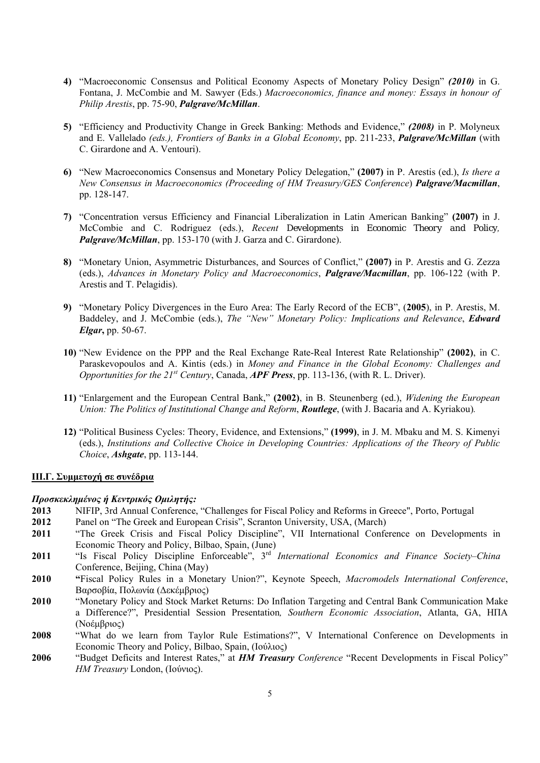4) "Macroeconomic Consensus and Political Economy Aspects of Monetary Policy Design" ***(2010)*** in G. Fontana, J. McCombie and M. Sawyer (Eds.) *Macroeconomics, finance and money: Essays in honour of Philip Arestis*, pp. 75-90, ***Palgrave/McMillan***.

5) "Efficiency and Productivity Change in Greek Banking: Methods and Evidence," ***(2008)*** in P. Molyneux and E. Vallelado *(eds.), Frontiers of Banks in a Global Economy*, pp. 211-233, ***Palgrave/McMillan*** (with C. Girardone and A. Ventouri).

6) "New Macroeconomics Consensus and Monetary Policy Delegation," **(2007)** in P. Arestis (ed.), *Is there a New Consensus in Macroeconomics (Proceeding of HM Treasury/GES Conference*) ***Palgrave/Macmillan***, pp. 128-147.

7) "Concentration versus Efficiency and Financial Liberalization in Latin American Banking" **(2007)** in J. McCombie and C. Rodriguez (eds.), *Recent Developments in Economic Theory and Policy*, ***Palgrave/McMillan***, pp. 153-170 (with J. Garza and C. Girardone).

8) "Monetary Union, Asymmetric Disturbances, and Sources of Conflict," **(2007)** in P. Arestis and G. Zezza (eds.), *Advances in Monetary Policy and Macroeconomics*, ***Palgrave/Macmillan***, pp. 106-122 (with P. Arestis and T. Pelagidis).

9) "Monetary Policy Divergences in the Euro Area: The Early Record of the ECB", (**2005**), in P. Arestis, M. Baddeley, and J. McCombie (eds.), *The "New" Monetary Policy: Implications and Relevance*, ***Edward Elgar*,** pp. 50-67.

10) "New Evidence on the PPP and the Real Exchange Rate-Real Interest Rate Relationship" **(2002)**, in C. Paraskevopoulos and A. Kintis (eds.) in *Money and Finance in the Global Economy: Challenges and Opportunities for the 21st Century*, Canada, ***APF Press***, pp. 113-136, (with R. L. Driver).

11) "Enlargement and the European Central Bank," **(2002)**, in B. Steunenberg (ed.), *Widening the European Union: The Politics of Institutional Change and Reform*, ***Routlege***, (with J. Bacaria and A. Kyriakou).

12) "Political Business Cycles: Theory, Evidence, and Extensions," **(1999)**, in J. M. Mbaku and M. S. Kimenyi (eds.), *Institutions and Collective Choice in Developing Countries: Applications of the Theory of Public Choice*, ***Ashgate***, pp. 113-144.

## III.Γ. Συμμετοχή σε συνέδρια

***Προσκεκλημένος ή Κεντρικός Ομιλητής:***

**2013** NIFIP, 3rd Annual Conference, "Challenges for Fiscal Policy and Reforms in Greece", Porto, Portugal

**2012** Panel on "The Greek and European Crisis", Scranton University, USA, (March)

**2011** "The Greek Crisis and Fiscal Policy Discipline", VII International Conference on Developments in Economic Theory and Policy, Bilbao, Spain, (June)

**2011** "Is Fiscal Policy Discipline Enforceable", 3rd *International Economics and Finance Society–China* Conference, Beijing, China (May)

**2010** **"**Fiscal Policy Rules in a Monetary Union?", Keynote Speech, *Macromodels International Conference*, Βαρσοβία, Πολωνία (Δεκέμβριος)

**2010** "Monetary Policy and Stock Market Returns: Do Inflation Targeting and Central Bank Communication Make a Difference?", Presidential Session Presentation*, Southern Economic Association*, Atlanta, GA, ΗΠΑ (Νοέμβριος)

**2008** "What do we learn from Taylor Rule Estimations?", V International Conference on Developments in Economic Theory and Policy, Bilbao, Spain, (Ιούλιος)

**2006** "Budget Deficits and Interest Rates," at ***HM Treasury*** *Conference* "Recent Developments in Fiscal Policy" *HM Treasury* London, (Ιούνιος).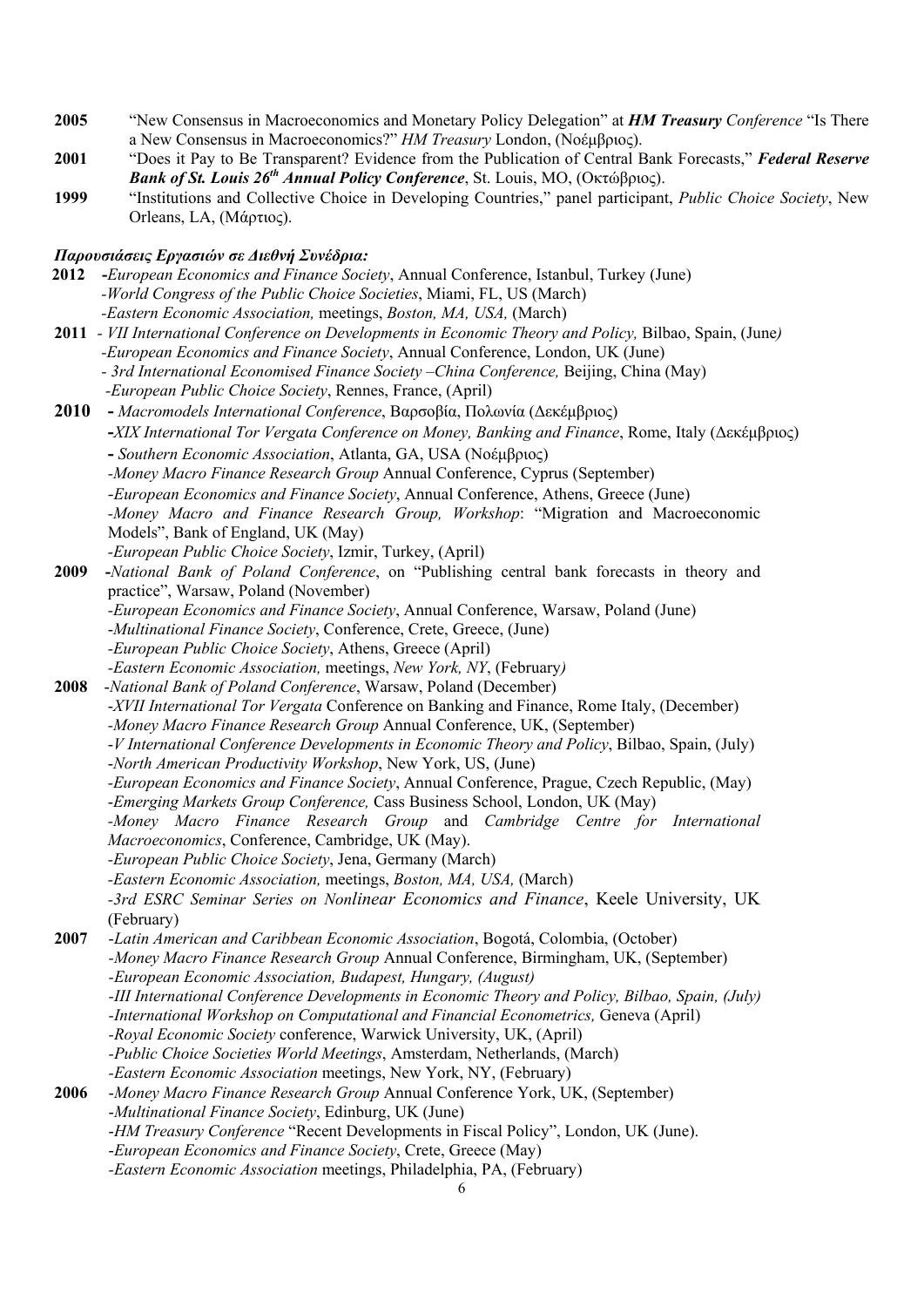**2005** "New Consensus in Macroeconomics and Monetary Policy Delegation" at ***HM Treasury*** *Conference* "Is There a New Consensus in Macroeconomics?" *HM Treasury* London, (Νοέμβριος).

**2001** "Does it Pay to Be Transparent? Evidence from the Publication of Central Bank Forecasts," ***Federal Reserve Bank of St. Louis 26th Annual Policy Conference***, St. Louis, MO, (Οκτώβριος).

**1999** "Institutions and Collective Choice in Developing Countries," panel participant, *Public Choice Society*, New Orleans, LA, (Μάρτιος).

***Παρουσιάσεις Εργασιών σε Διεθνή Συνέδρια:***

**2012**
- *European Economics and Finance Society*, Annual Conference, Istanbul, Turkey (June)
- *World Congress of the Public Choice Societies*, Miami, FL, US (March)
- *Eastern Economic Association,* meetings, *Boston, MA, USA,* (March)

**2011**
- *VII International Conference on Developments in Economic Theory and Policy,* Bilbao, Spain, (June)
- *European Economics and Finance Society*, Annual Conference, London, UK (June)
- *3rd International Economised Finance Society –China Conference,* Beijing, China (May)
- *European Public Choice Society*, Rennes, France, (April)

**2010**
- *Macromodels International Conference*, Βαρσοβία, Πολωνία (Δεκέμβριος)
- *XIX International Tor Vergata Conference on Money, Banking and Finance*, Rome, Italy (Δεκέμβριος)
- *Southern Economic Association*, Atlanta, GA, USA (Νοέμβριος)
- *Money Macro Finance Research Group* Annual Conference, Cyprus (September)
- *European Economics and Finance Society*, Annual Conference, Athens, Greece (June)
- *Money Macro and Finance Research Group, Workshop*: "Migration and Macroeconomic Models", Bank of England, UK (May)
- *European Public Choice Society*, Izmir, Turkey, (April)

**2009**
- *National Bank of Poland Conference*, on "Publishing central bank forecasts in theory and practice", Warsaw, Poland (November)
- *European Economics and Finance Society*, Annual Conference, Warsaw, Poland (June)
- *Multinational Finance Society*, Conference, Crete, Greece, (June)
- *European Public Choice Society*, Athens, Greece (April)
- *Eastern Economic Association,* meetings, *New York, NY*, (February)

**2008**
- *National Bank of Poland Conference*, Warsaw, Poland (December)
- *XVII International Tor Vergata* Conference on Banking and Finance, Rome Italy, (December)
- *Money Macro Finance Research Group* Annual Conference, UK, (September)
- *V International Conference Developments in Economic Theory and Policy*, Bilbao, Spain, (July)
- *North American Productivity Workshop*, New York, US, (June)
- *European Economics and Finance Society*, Annual Conference, Prague, Czech Republic, (May)
- *Emerging Markets Group Conference,* Cass Business School, London, UK (May)
- *Money Macro Finance Research Group* and *Cambridge Centre for International Macroeconomics*, Conference, Cambridge, UK (May).
- *European Public Choice Society*, Jena, Germany (March)
- *Eastern Economic Association,* meetings, *Boston, MA, USA,* (March)
- *3rd ESRC Seminar Series on Nonlinear Economics and Finance*, Keele University, UK (February)

**2007**
- *Latin American and Caribbean Economic Association*, Bogotá, Colombia, (October)
- *Money Macro Finance Research Group* Annual Conference, Birmingham, UK, (September)
- *European Economic Association, Budapest, Hungary, (August)*
- *III International Conference Developments in Economic Theory and Policy, Bilbao, Spain, (July)*
- *International Workshop on Computational and Financial Econometrics,* Geneva (April)
- *Royal Economic Society* conference, Warwick University, UK, (April)
- *Public Choice Societies World Meetings*, Amsterdam, Netherlands, (March)
- *Eastern Economic Association* meetings, New York, NY, (February)

**2006**
- *Money Macro Finance Research Group* Annual Conference York, UK, (September)
- *Multinational Finance Society*, Edinburg, UK (June)
- *HM Treasury Conference* "Recent Developments in Fiscal Policy", London, UK (June).
- *European Economics and Finance Society*, Crete, Greece (May)
- *Eastern Economic Association* meetings, Philadelphia, PA, (February)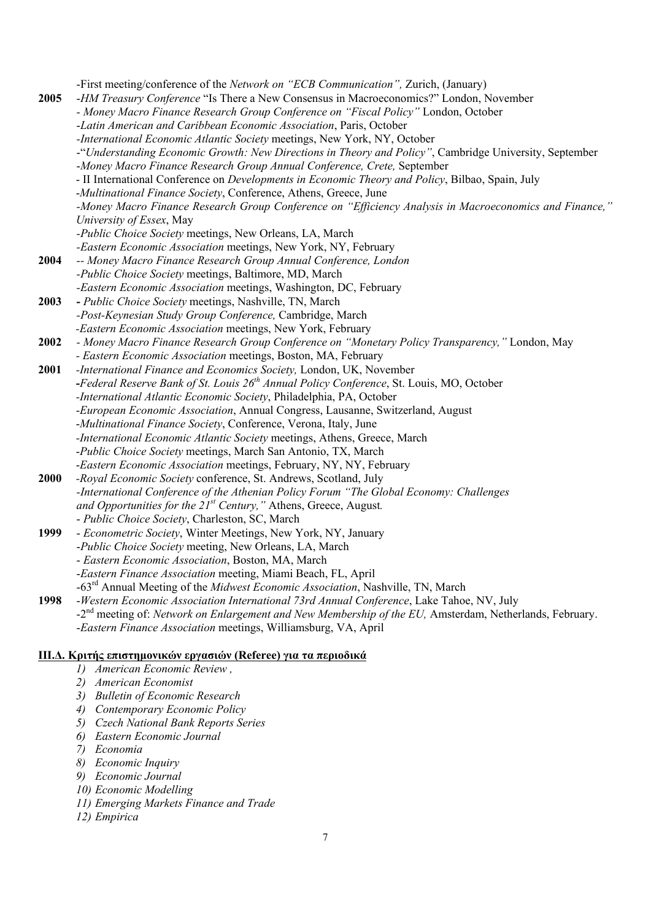-First meeting/conference of the *Network on "ECB Communication",* Zurich, (January)

**2005** -*HM Treasury Conference* "Is There a New Consensus in Macroeconomics?" London, November
- *Money Macro Finance Research Group Conference on "Fiscal Policy"* London, October
-*Latin American and Caribbean Economic Association*, Paris, October
-*International Economic Atlantic Society* meetings, New York, NY, October
-"*Understanding Economic Growth: New Directions in Theory and Policy"*, Cambridge University, September
-*Money Macro Finance Research Group Annual Conference, Crete,* September
- II International Conference on *Developments in Economic Theory and Policy*, Bilbao, Spain, July
-*Multinational Finance Society*, Conference, Athens, Greece, June
-*Money Macro Finance Research Group Conference on "Efficiency Analysis in Macroeconomics and Finance," University of Essex*, May
-*Public Choice Society* meetings, New Orleans, LA, March
-*Eastern Economic Association* meetings, New York, NY, February

**2004** -- *Money Macro Finance Research Group Annual Conference, London*
-*Public Choice Society* meetings, Baltimore, MD, March
-*Eastern Economic Association* meetings, Washington, DC, February

**2003** - *Public Choice Society* meetings, Nashville, TN, March
-*Post-Keynesian Study Group Conference,* Cambridge, March
-*Eastern Economic Association* meetings, New York, February

**2002** - *Money Macro Finance Research Group Conference on "Monetary Policy Transparency,"* London, May
- *Eastern Economic Association* meetings, Boston, MA, February

**2001** -*International Finance and Economics Society,* London, UK, November
-*Federal Reserve Bank of St. Louis 26th Annual Policy Conference*, St. Louis, MO, October
-*International Atlantic Economic Society*, Philadelphia, PA, October
-*European Economic Association*, Annual Congress, Lausanne, Switzerland, August
-*Multinational Finance Society*, Conference, Verona, Italy, June
-*International Economic Atlantic Society* meetings, Athens, Greece, March
-*Public Choice Society* meetings, March San Antonio, TX, March
-*Eastern Economic Association* meetings, February, NY, NY, February

**2000** -*Royal Economic Society* conference, St. Andrews, Scotland, July
-*International Conference of the Athenian Policy Forum "The Global Economy: Challenges and Opportunities for the 21st Century,"* Athens, Greece, August*.*
- *Public Choice Society*, Charleston, SC, March

**1999** - *Econometric Society*, Winter Meetings, New York, NY, January
-*Public Choice Society* meeting, New Orleans, LA, March
- *Eastern Economic Association*, Boston, MA, March
-*Eastern Finance Association* meeting, Miami Beach, FL, April
-63rd Annual Meeting of the *Midwest Economic Association*, Nashville, TN, March

**1998** -*Western Economic Association International 73rd Annual Conference*, Lake Tahoe, NV, July
-2nd meeting of: *Network on Enlargement and New Membership of the EU,* Amsterdam, Netherlands, February.
-*Eastern Finance Association* meetings, Williamsburg, VA, April

## III.Δ. Κριτής επιστημονικών εργασιών (Referee) για τα περιοδικά

1) *American Economic Review ,*
2) *American Economist*
3) *Bulletin of Economic Research*
4) *Contemporary Economic Policy*
5) *Czech National Bank Reports Series*
6) *Eastern Economic Journal*
7) *Economia*
8) *Economic Inquiry*
9) *Economic Journal*
10) *Economic Modelling*
11) *Emerging Markets Finance and Trade*
12) *Empirica*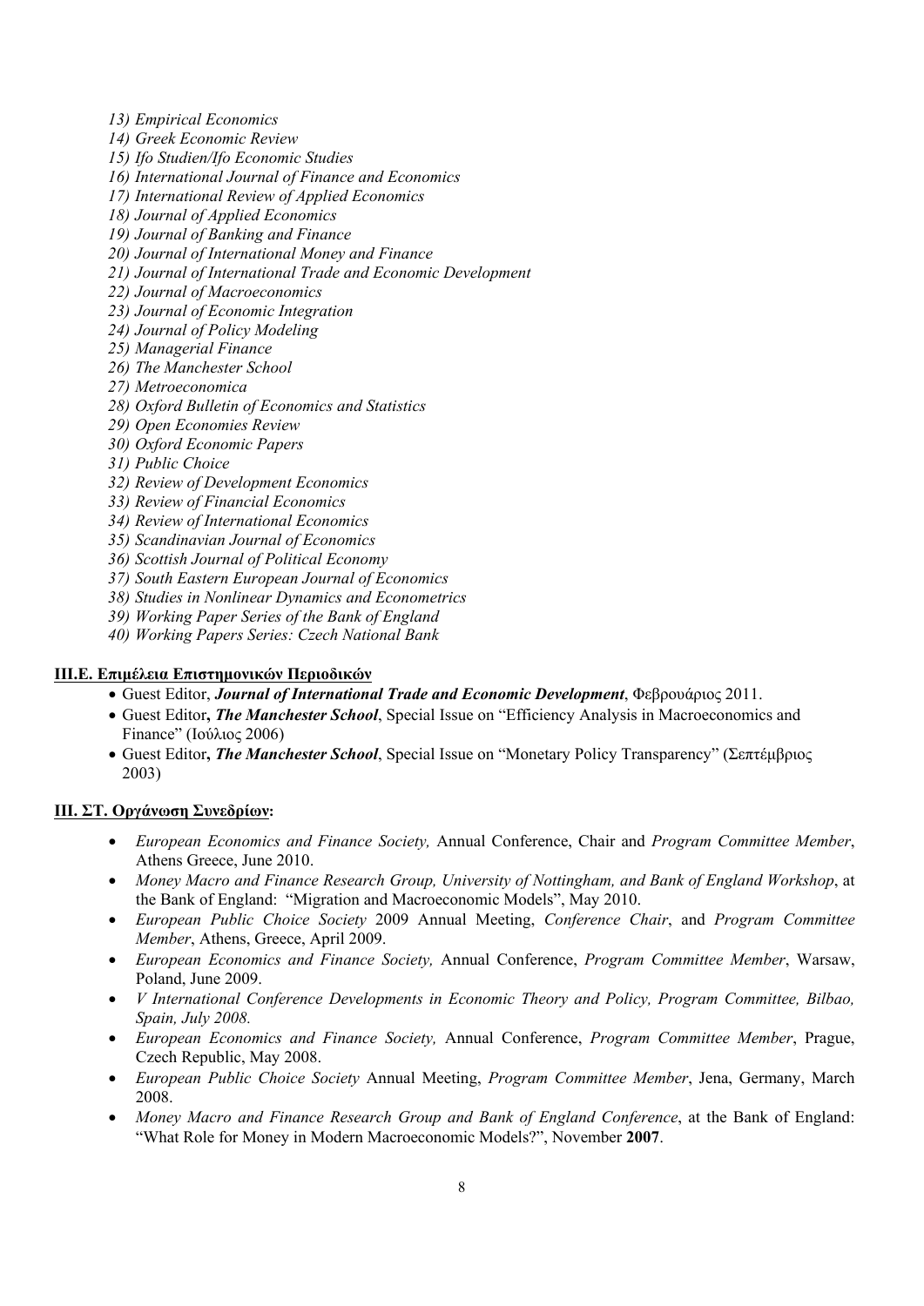13) *Empirical Economics*
14) *Greek Economic Review*
15) *Ifo Studien/Ifo Economic Studies*
16) *International Journal of Finance and Economics*
17) *International Review of Applied Economics*
18) *Journal of Applied Economics*
19) *Journal of Banking and Finance*
20) *Journal of International Money and Finance*
21) *Journal of International Trade and Economic Development*
22) *Journal of Macroeconomics*
23) *Journal of Economic Integration*
24) *Journal of Policy Modeling*
25) *Managerial Finance*
26) *The Manchester School*
27) *Metroeconomica*
28) *Oxford Bulletin of Economics and Statistics*
29) *Open Economies Review*
30) *Oxford Economic Papers*
31) *Public Choice*
32) *Review of Development Economics*
33) *Review of Financial Economics*
34) *Review of International Economics*
35) *Scandinavian Journal of Economics*
36) *Scottish Journal of Political Economy*
37) *South Eastern European Journal of Economics*
38) *Studies in Nonlinear Dynamics and Econometrics*
39) *Working Paper Series of the Bank of England*
40) *Working Papers Series: Czech National Bank*

**III.E. Επιμέλεια Επιστημονικών Περιοδικών**

- Guest Editor, ***Journal of International Trade and Economic Development***, Φεβρουάριος 2011.
- Guest Editor**, *The Manchester School***, Special Issue on "Efficiency Analysis in Macroeconomics and Finance" (Ιούλιος 2006)
- Guest Editor**, *The Manchester School***, Special Issue on "Monetary Policy Transparency" (Σεπτέμβριος 2003)

**III. ΣΤ. Οργάνωση Συνεδρίων:**

- *European Economics and Finance Society,* Annual Conference, Chair and *Program Committee Member*, Athens Greece, June 2010.
- *Money Macro and Finance Research Group, University of Nottingham, and Bank of England Workshop*, at the Bank of England: "Migration and Macroeconomic Models", May 2010.
- *European Public Choice Society* 2009 Annual Meeting, *Conference Chair*, and *Program Committee Member*, Athens, Greece, April 2009.
- *European Economics and Finance Society,* Annual Conference, *Program Committee Member*, Warsaw, Poland, June 2009.
- *V International Conference Developments in Economic Theory and Policy, Program Committee, Bilbao, Spain, July 2008.*
- *European Economics and Finance Society,* Annual Conference, *Program Committee Member*, Prague, Czech Republic, May 2008.
- *European Public Choice Society* Annual Meeting, *Program Committee Member*, Jena, Germany, March 2008.
- *Money Macro and Finance Research Group and Bank of England Conference*, at the Bank of England: "What Role for Money in Modern Macroeconomic Models?", November **2007**.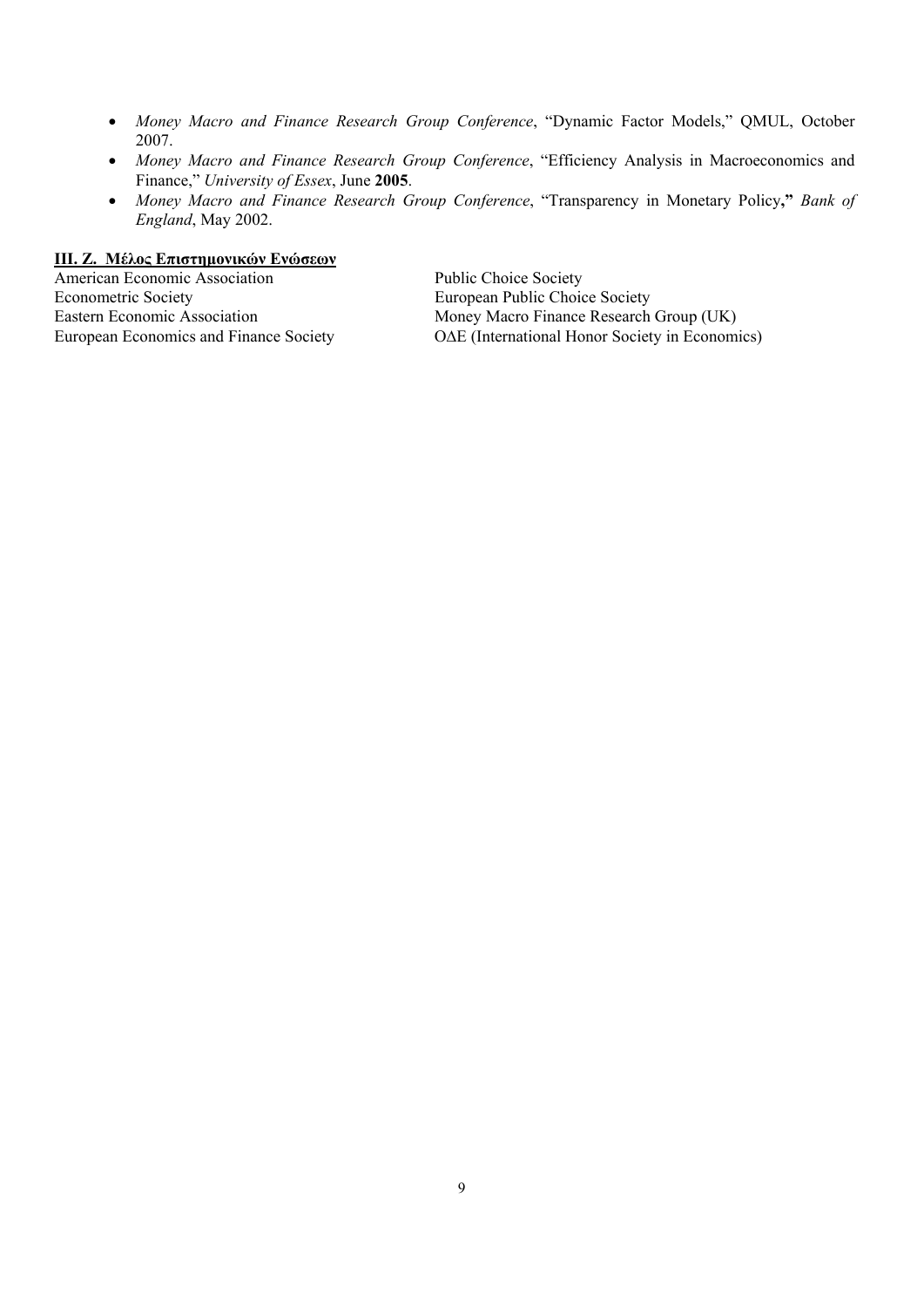- *Money Macro and Finance Research Group Conference*, "Dynamic Factor Models," QMUL, October 2007.
- *Money Macro and Finance Research Group Conference*, "Efficiency Analysis in Macroeconomics and Finance," *University of Essex*, June **2005**.
- *Money Macro and Finance Research Group Conference*, "Transparency in Monetary Policy**,"** *Bank of England*, May 2002.

### III. Z. Μέλος Επιστημονικών Ενώσεων

American Economic Association
Econometric Society
Eastern Economic Association
European Economics and Finance Society
Public Choice Society
European Public Choice Society
Money Macro Finance Research Group (UK)
ΟΔΕ (International Honor Society in Economics)